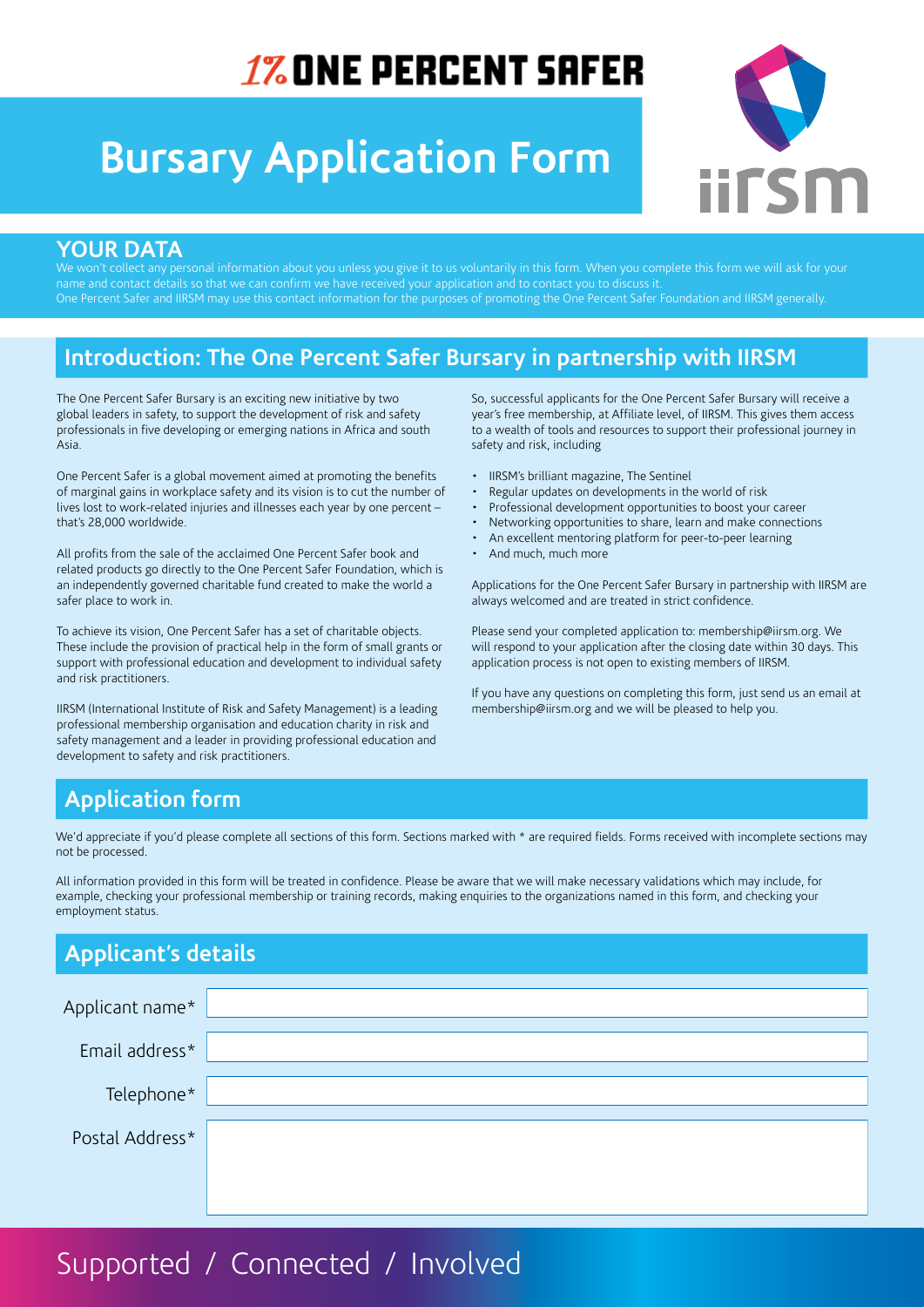# 1% ONE PERCENT SAFER

# Bursary Application Form

iirsm

## YOUR DATA

We won't collect any personal information about you unless you give it to us voluntarily in this form. When you complete this form we will ask for your name and contact details so that we can confirm we have received your application and to contact you to discuss it.
One Percent Safer and IIRSM may use this contact information for the purposes of promoting the One Percent Safer Foundation and IIRSM generally.

## Introduction: The One Percent Safer Bursary in partnership with IIRSM

The One Percent Safer Bursary is an exciting new initiative by two global leaders in safety, to support the development of risk and safety professionals in five developing or emerging nations in Africa and south Asia.

One Percent Safer is a global movement aimed at promoting the benefits of marginal gains in workplace safety and its vision is to cut the number of lives lost to work-related injuries and illnesses each year by one percent – that's 28,000 worldwide.

All profits from the sale of the acclaimed One Percent Safer book and related products go directly to the One Percent Safer Foundation, which is an independently governed charitable fund created to make the world a safer place to work in.

To achieve its vision, One Percent Safer has a set of charitable objects. These include the provision of practical help in the form of small grants or support with professional education and development to individual safety and risk practitioners.

IIRSM (International Institute of Risk and Safety Management) is a leading professional membership organisation and education charity in risk and safety management and a leader in providing professional education and development to safety and risk practitioners.

So, successful applicants for the One Percent Safer Bursary will receive a year's free membership, at Affiliate level, of IIRSM. This gives them access to a wealth of tools and resources to support their professional journey in safety and risk, including

- IIRSM's brilliant magazine, The Sentinel
- Regular updates on developments in the world of risk
- Professional development opportunities to boost your career
- Networking opportunities to share, learn and make connections
- An excellent mentoring platform for peer-to-peer learning
- And much, much more

Applications for the One Percent Safer Bursary in partnership with IIRSM are always welcomed and are treated in strict confidence.

Please send your completed application to: membership@iirsm.org. We will respond to your application after the closing date within 30 days. This application process is not open to existing members of IIRSM.

If you have any questions on completing this form, just send us an email at membership@iirsm.org and we will be pleased to help you.

## Application form

We'd appreciate if you'd please complete all sections of this form. Sections marked with * are required fields. Forms received with incomplete sections may not be processed.

All information provided in this form will be treated in confidence. Please be aware that we will make necessary validations which may include, for example, checking your professional membership or training records, making enquiries to the organizations named in this form, and checking your employment status.

## Applicant's details

| | |
|---|---|
| Applicant name* | |
| Email address* | |
| Telephone* | |
| Postal Address* | |

Supported / Connected / Involved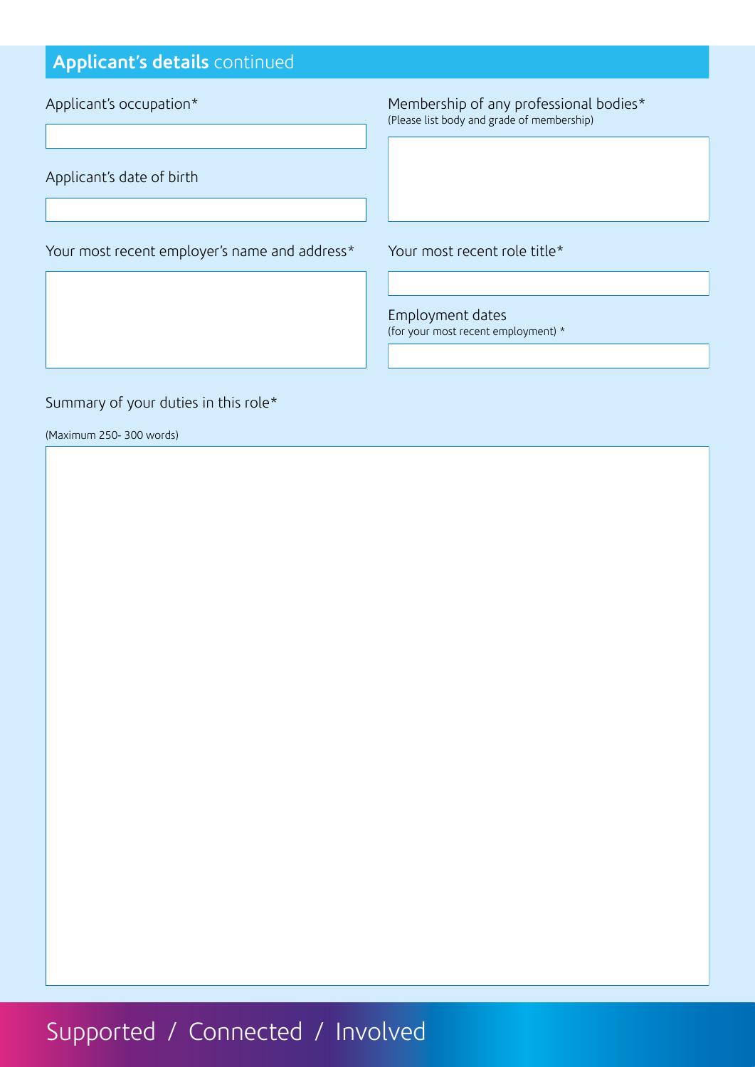## **Applicant's details** continued

Applicant's occupation*

Applicant's date of birth

Membership of any professional bodies*
(Please list body and grade of membership)

Your most recent employer's name and address*

Your most recent role title*

Employment dates
(for your most recent employment) *

Summary of your duties in this role*

(Maximum 250- 300 words)

Supported / Connected / Involved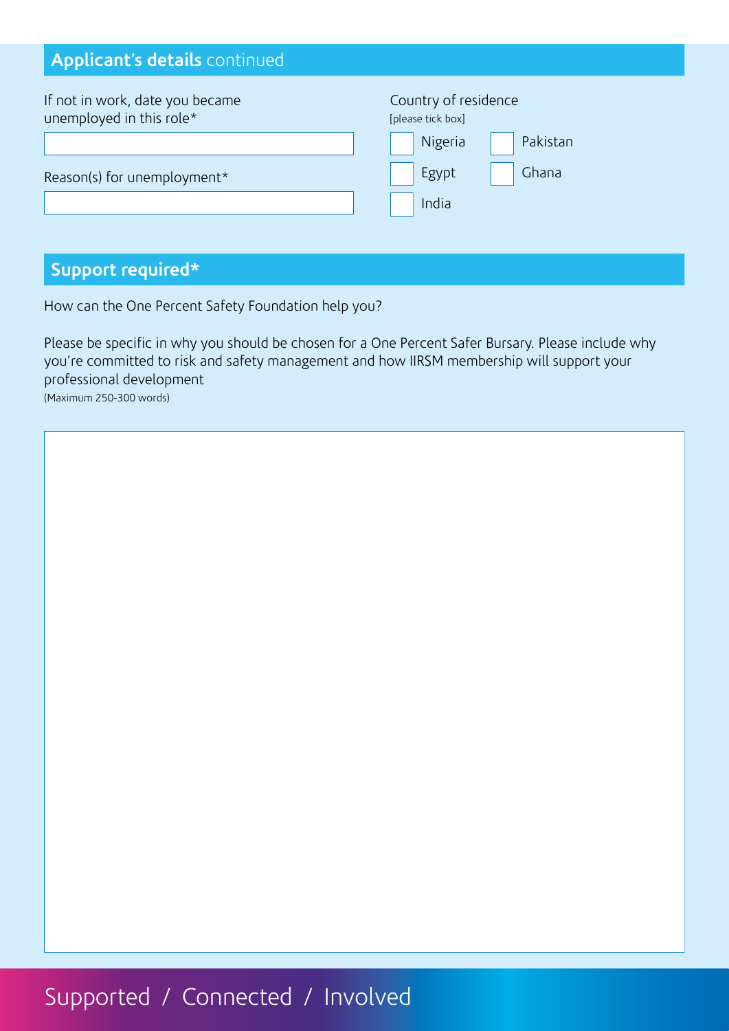## Applicant's details continued

If not in work, date you became unemployed in this role*

Reason(s) for unemployment*

Country of residence
[please tick box]

- Nigeria
- Pakistan
- Egypt
- Ghana
- India

## Support required*

How can the One Percent Safety Foundation help you?

Please be specific in why you should be chosen for a One Percent Safer Bursary. Please include why you're committed to risk and safety management and how IIRSM membership will support your professional development
(Maximum 250-300 words)

Supported / Connected / Involved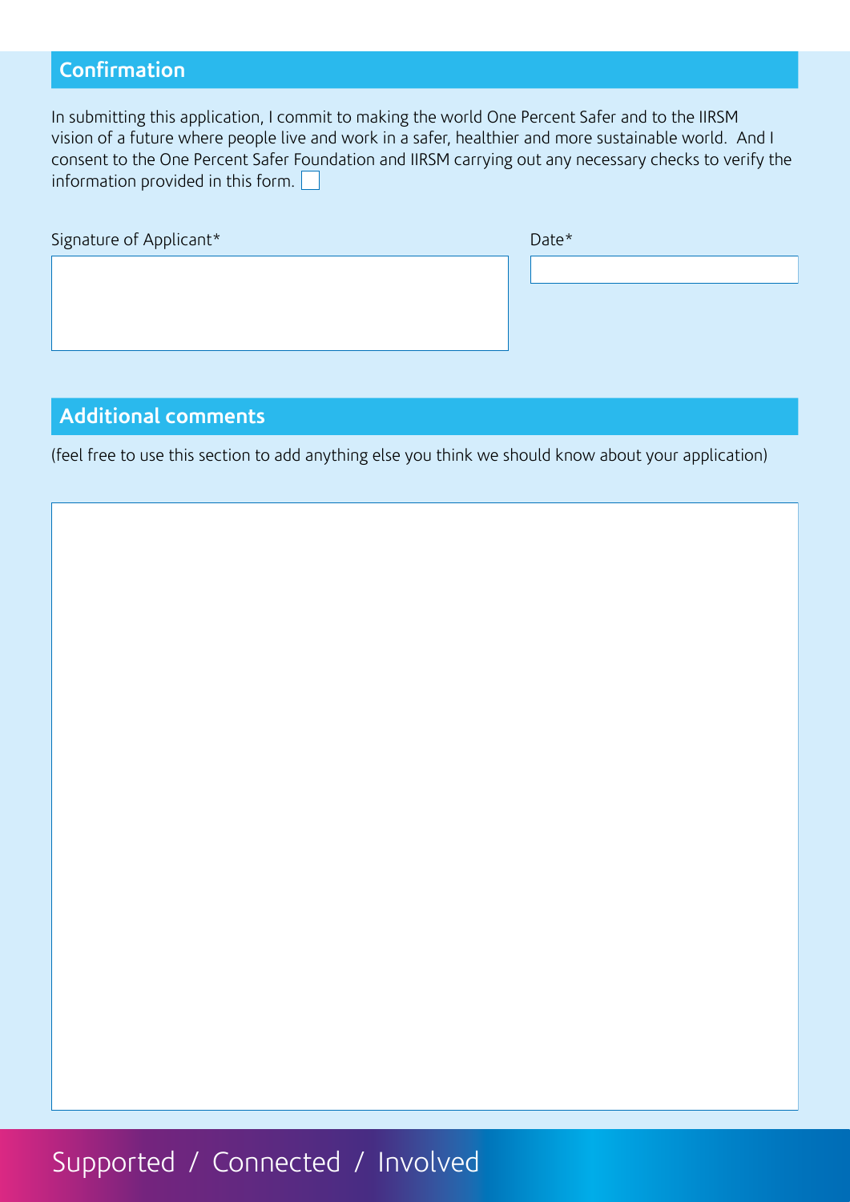## Confirmation

In submitting this application, I commit to making the world One Percent Safer and to the IIRSM vision of a future where people live and work in a safer, healthier and more sustainable world. And I consent to the One Percent Safer Foundation and IIRSM carrying out any necessary checks to verify the information provided in this form. ☐

Signature of Applicant*

Date*

## Additional comments

(feel free to use this section to add anything else you think we should know about your application)

Supported / Connected / Involved